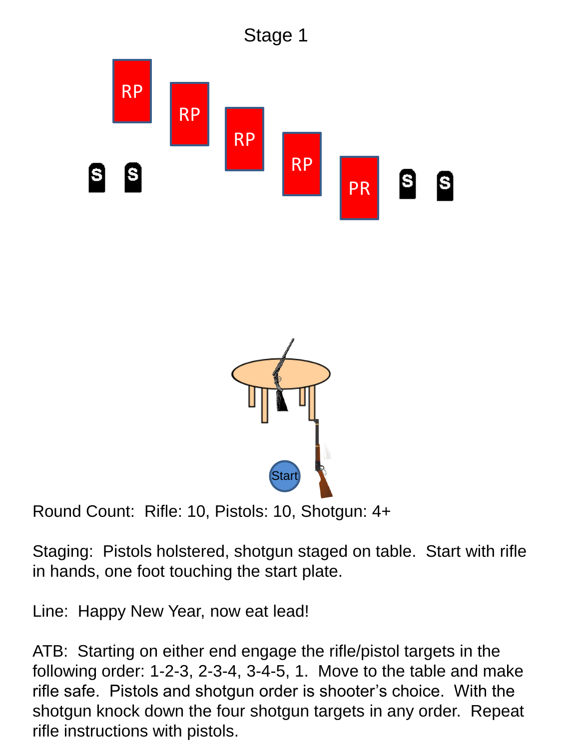# Stage 1

RP RP RP RP PR

S S S S

Start

Round Count: Rifle: 10, Pistols: 10, Shotgun: 4+

Staging: Pistols holstered, shotgun staged on table. Start with rifle in hands, one foot touching the start plate.

Line: Happy New Year, now eat lead!

ATB: Starting on either end engage the rifle/pistol targets in the following order: 1-2-3, 2-3-4, 3-4-5, 1. Move to the table and make rifle safe. Pistols and shotgun order is shooter's choice. With the shotgun knock down the four shotgun targets in any order. Repeat rifle instructions with pistols.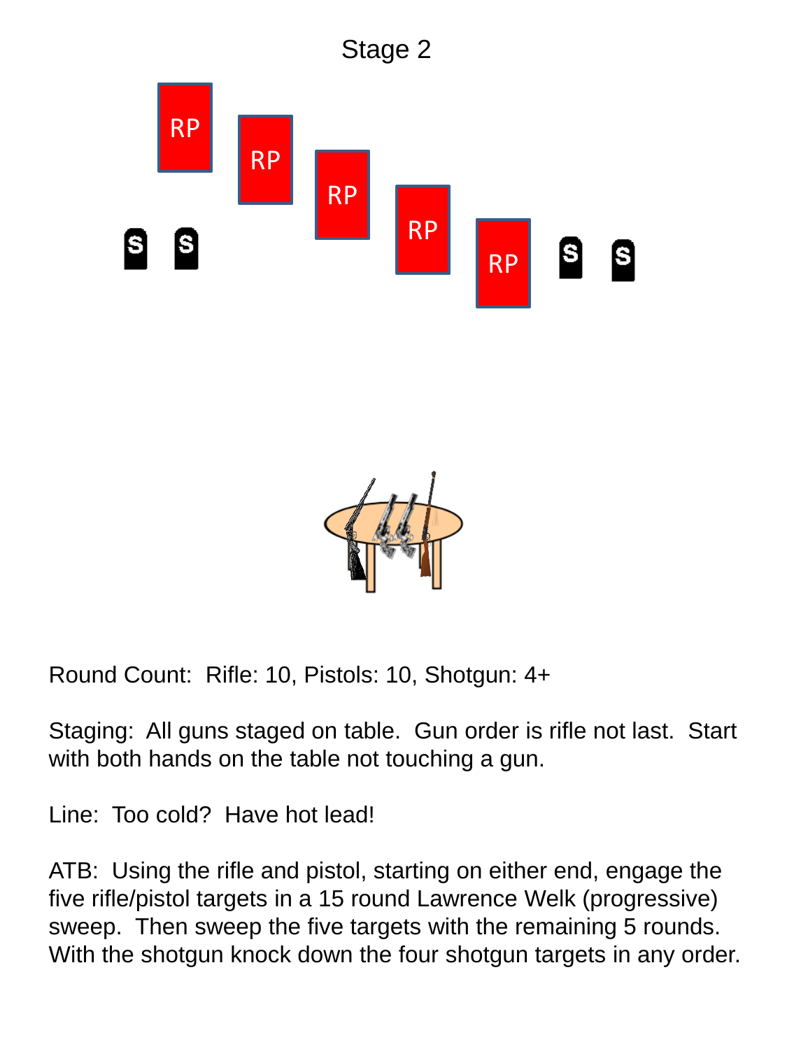# Stage 2

RP RP RP RP RP

S S S S

Round Count: Rifle: 10, Pistols: 10, Shotgun: 4+

Staging: All guns staged on table. Gun order is rifle not last. Start with both hands on the table not touching a gun.

Line: Too cold? Have hot lead!

ATB: Using the rifle and pistol, starting on either end, engage the five rifle/pistol targets in a 15 round Lawrence Welk (progressive) sweep. Then sweep the five targets with the remaining 5 rounds. With the shotgun knock down the four shotgun targets in any order.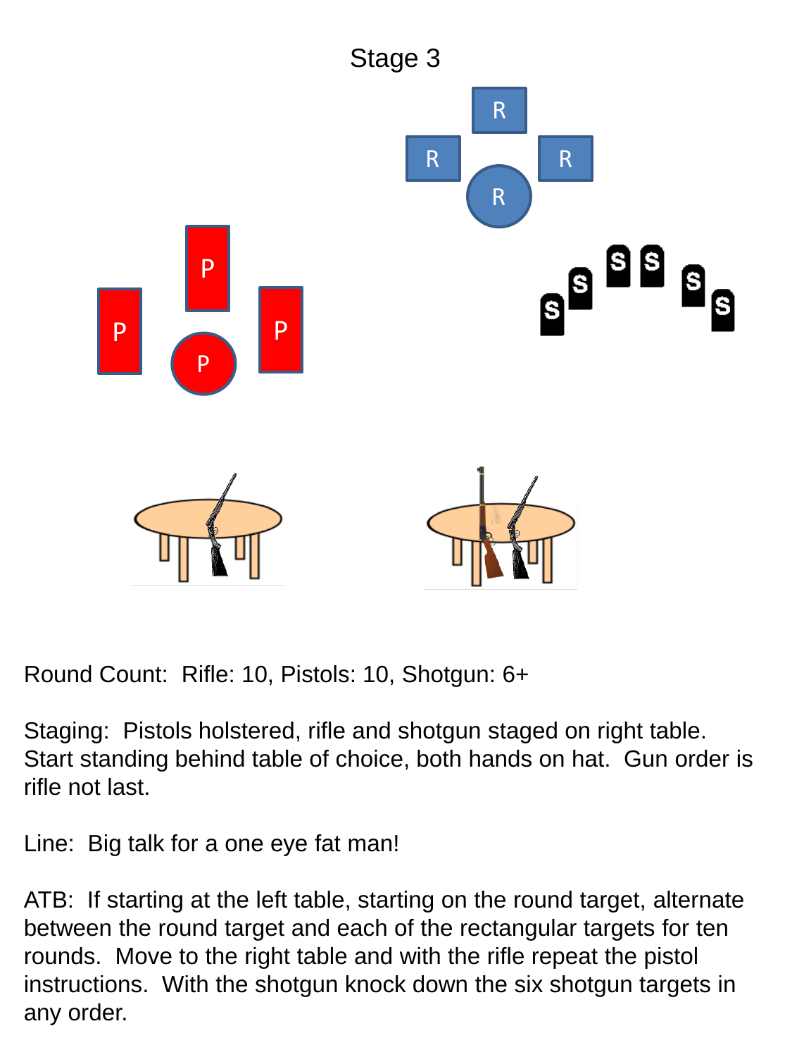# Stage 3

Round Count: Rifle: 10, Pistols: 10, Shotgun: 6+

Staging: Pistols holstered, rifle and shotgun staged on right table. Start standing behind table of choice, both hands on hat. Gun order is rifle not last.

Line: Big talk for a one eye fat man!

ATB: If starting at the left table, starting on the round target, alternate between the round target and each of the rectangular targets for ten rounds. Move to the right table and with the rifle repeat the pistol instructions. With the shotgun knock down the six shotgun targets in any order.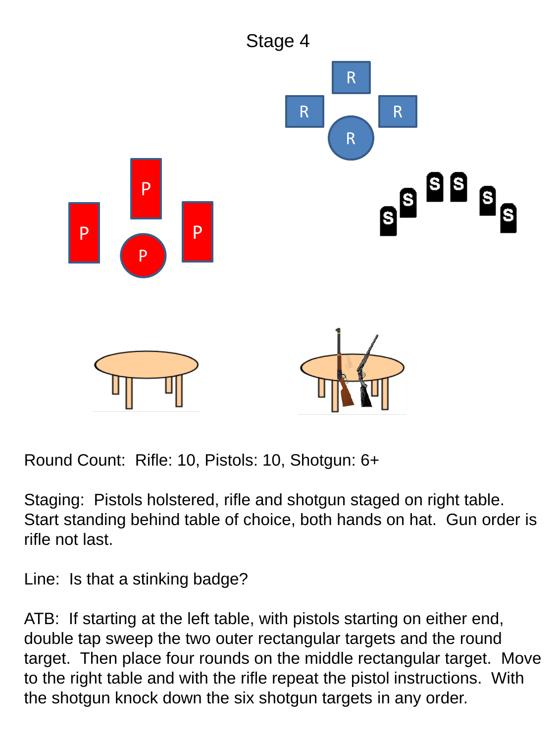# Stage 4

Round Count: Rifle: 10, Pistols: 10, Shotgun: 6+

Staging: Pistols holstered, rifle and shotgun staged on right table. Start standing behind table of choice, both hands on hat. Gun order is rifle not last.

Line: Is that a stinking badge?

ATB: If starting at the left table, with pistols starting on either end, double tap sweep the two outer rectangular targets and the round target. Then place four rounds on the middle rectangular target. Move to the right table and with the rifle repeat the pistol instructions. With the shotgun knock down the six shotgun targets in any order.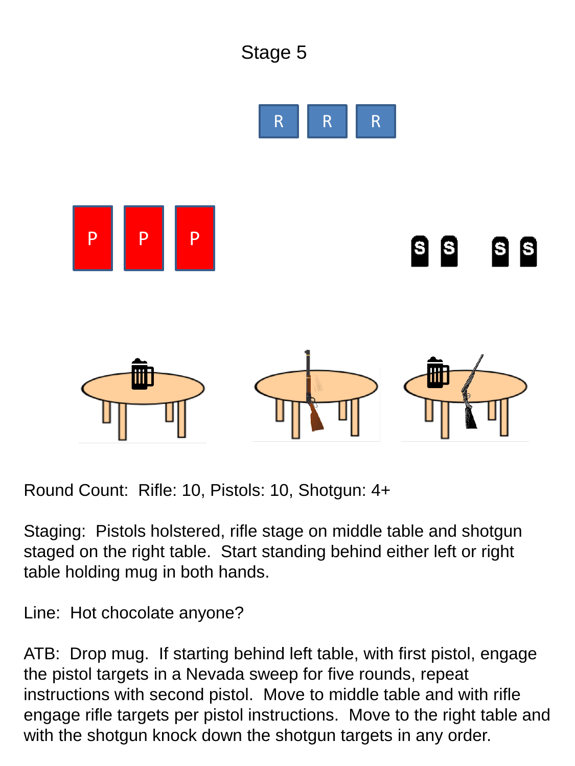# Stage 5

R R R

P P P

S S S S

Round Count: Rifle: 10, Pistols: 10, Shotgun: 4+

Staging: Pistols holstered, rifle stage on middle table and shotgun staged on the right table. Start standing behind either left or right table holding mug in both hands.

Line: Hot chocolate anyone?

ATB: Drop mug. If starting behind left table, with first pistol, engage the pistol targets in a Nevada sweep for five rounds, repeat instructions with second pistol. Move to middle table and with rifle engage rifle targets per pistol instructions. Move to the right table and with the shotgun knock down the shotgun targets in any order.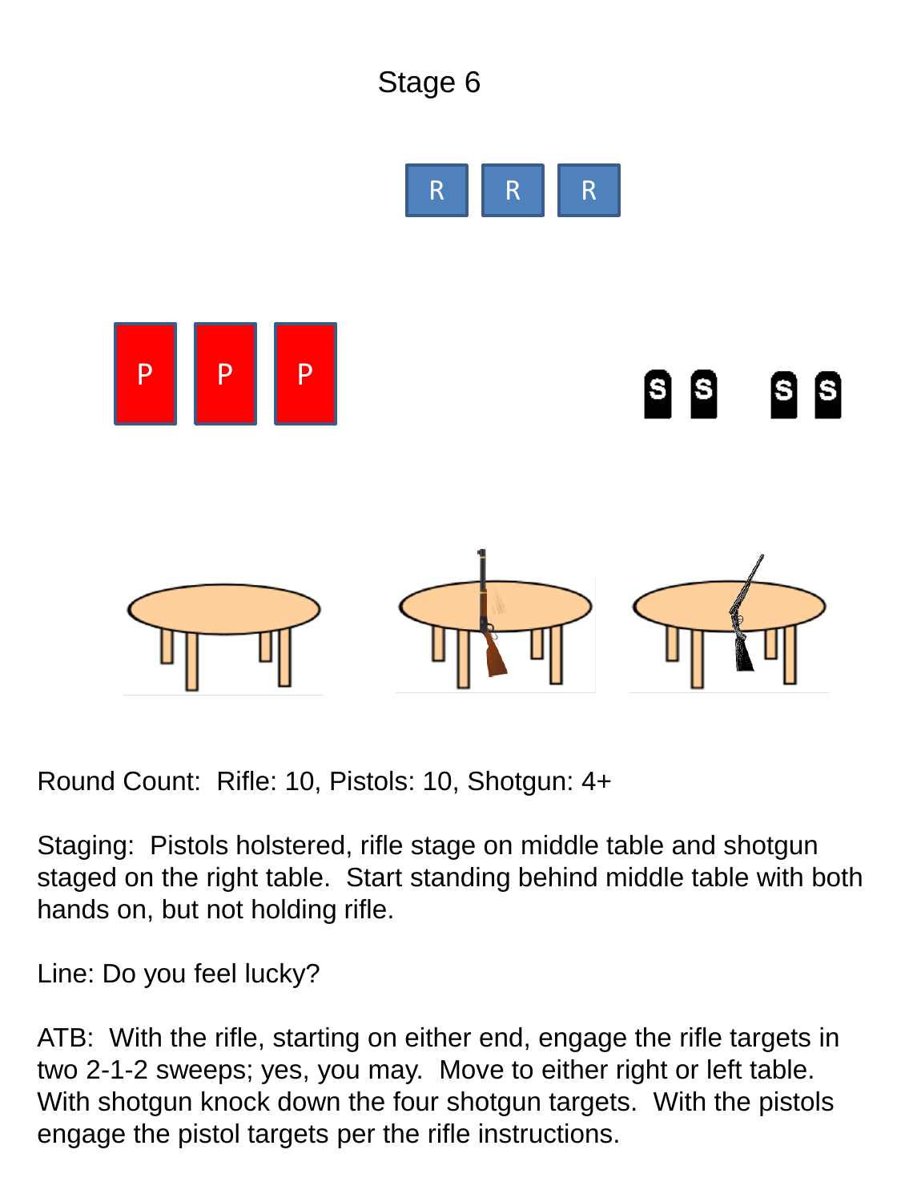# Stage 6

R R R

P P P

S S S S

Round Count: Rifle: 10, Pistols: 10, Shotgun: 4+

Staging: Pistols holstered, rifle stage on middle table and shotgun staged on the right table. Start standing behind middle table with both hands on, but not holding rifle.

Line: Do you feel lucky?

ATB: With the rifle, starting on either end, engage the rifle targets in two 2-1-2 sweeps; yes, you may. Move to either right or left table. With shotgun knock down the four shotgun targets. With the pistols engage the pistol targets per the rifle instructions.